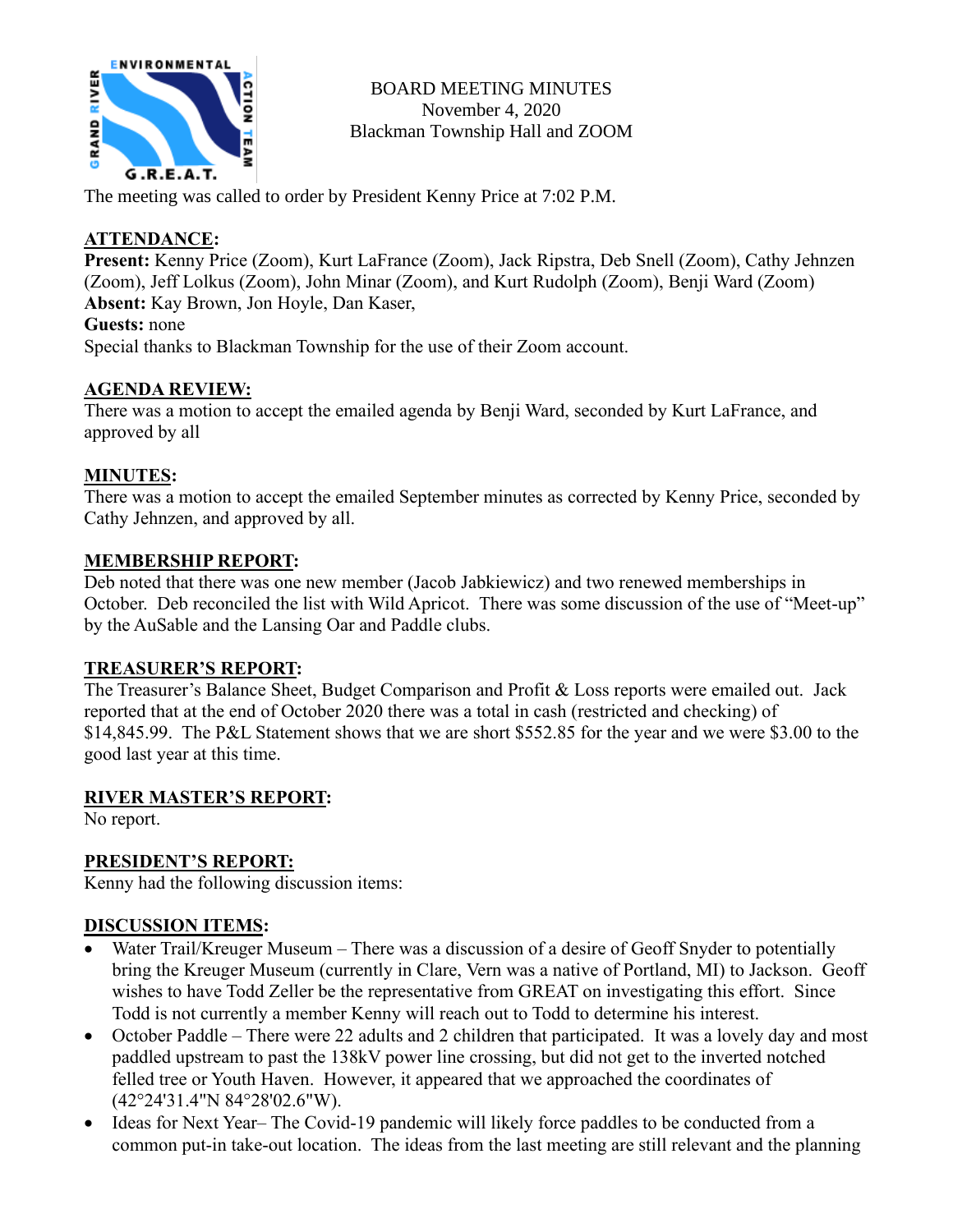# BOARD MEETING MINUTES
November 4, 2020
Blackman Township Hall and ZOOM

The meeting was called to order by President Kenny Price at 7:02 P.M.

## ATTENDANCE:

**Present:** Kenny Price (Zoom), Kurt LaFrance (Zoom), Jack Ripstra, Deb Snell (Zoom), Cathy Jehnzen (Zoom), Jeff Lolkus (Zoom), John Minar (Zoom), and Kurt Rudolph (Zoom), Benji Ward (Zoom)
**Absent:** Kay Brown, Jon Hoyle, Dan Kaser,
**Guests:** none
Special thanks to Blackman Township for the use of their Zoom account.

## AGENDA REVIEW:

There was a motion to accept the emailed agenda by Benji Ward, seconded by Kurt LaFrance, and approved by all

## MINUTES:

There was a motion to accept the emailed September minutes as corrected by Kenny Price, seconded by Cathy Jehnzen, and approved by all.

## MEMBERSHIP REPORT:

Deb noted that there was one new member (Jacob Jabkiewicz) and two renewed memberships in October. Deb reconciled the list with Wild Apricot. There was some discussion of the use of "Meet-up" by the AuSable and the Lansing Oar and Paddle clubs.

## TREASURER'S REPORT:

The Treasurer's Balance Sheet, Budget Comparison and Profit & Loss reports were emailed out. Jack reported that at the end of October 2020 there was a total in cash (restricted and checking) of $14,845.99. The P&L Statement shows that we are short $552.85 for the year and we were $3.00 to the good last year at this time.

## RIVER MASTER'S REPORT:

No report.

## PRESIDENT'S REPORT:

Kenny had the following discussion items:

## DISCUSSION ITEMS:

- Water Trail/Kreuger Museum – There was a discussion of a desire of Geoff Snyder to potentially bring the Kreuger Museum (currently in Clare, Vern was a native of Portland, MI) to Jackson. Geoff wishes to have Todd Zeller be the representative from GREAT on investigating this effort. Since Todd is not currently a member Kenny will reach out to Todd to determine his interest.
- October Paddle – There were 22 adults and 2 children that participated. It was a lovely day and most paddled upstream to past the 138kV power line crossing, but did not get to the inverted notched felled tree or Youth Haven. However, it appeared that we approached the coordinates of (42°24'31.4"N 84°28'02.6"W).
- Ideas for Next Year– The Covid-19 pandemic will likely force paddles to be conducted from a common put-in take-out location. The ideas from the last meeting are still relevant and the planning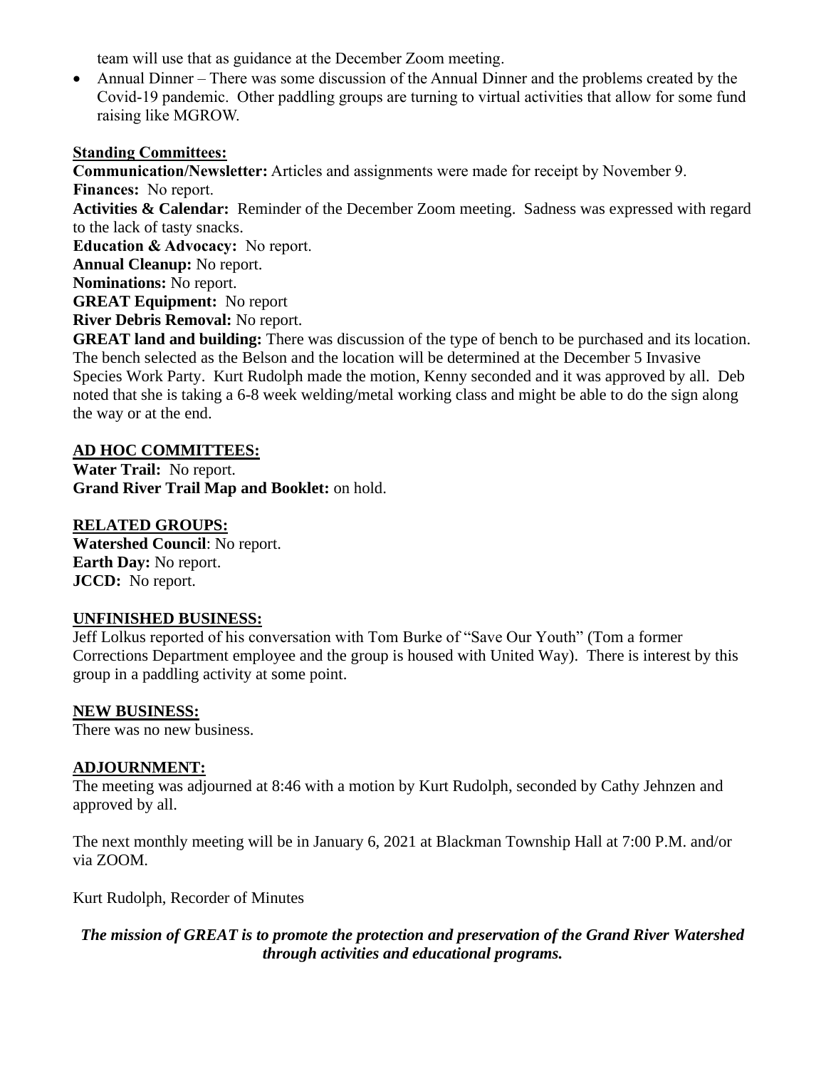team will use that as guidance at the December Zoom meeting.

- Annual Dinner – There was some discussion of the Annual Dinner and the problems created by the Covid-19 pandemic. Other paddling groups are turning to virtual activities that allow for some fund raising like MGROW.

**Standing Committees:**

**Communication/Newsletter:** Articles and assignments were made for receipt by November 9.
**Finances:** No report.
**Activities & Calendar:** Reminder of the December Zoom meeting. Sadness was expressed with regard to the lack of tasty snacks.
**Education & Advocacy:** No report.
**Annual Cleanup:** No report.
**Nominations:** No report.
**GREAT Equipment:** No report
**River Debris Removal:** No report.
**GREAT land and building:** There was discussion of the type of bench to be purchased and its location. The bench selected as the Belson and the location will be determined at the December 5 Invasive Species Work Party. Kurt Rudolph made the motion, Kenny seconded and it was approved by all. Deb noted that she is taking a 6-8 week welding/metal working class and might be able to do the sign along the way or at the end.

**AD HOC COMMITTEES:**

**Water Trail:** No report.
**Grand River Trail Map and Booklet:** on hold.

**RELATED GROUPS:**

**Watershed Council**: No report.
**Earth Day:** No report.
**JCCD:** No report.

**UNFINISHED BUSINESS:**

Jeff Lolkus reported of his conversation with Tom Burke of "Save Our Youth" (Tom a former Corrections Department employee and the group is housed with United Way). There is interest by this group in a paddling activity at some point.

**NEW BUSINESS:**

There was no new business.

**ADJOURNMENT:**

The meeting was adjourned at 8:46 with a motion by Kurt Rudolph, seconded by Cathy Jehnzen and approved by all.

The next monthly meeting will be in January 6, 2021 at Blackman Township Hall at 7:00 P.M. and/or via ZOOM.

Kurt Rudolph, Recorder of Minutes

***The mission of GREAT is to promote the protection and preservation of the Grand River Watershed through activities and educational programs.***